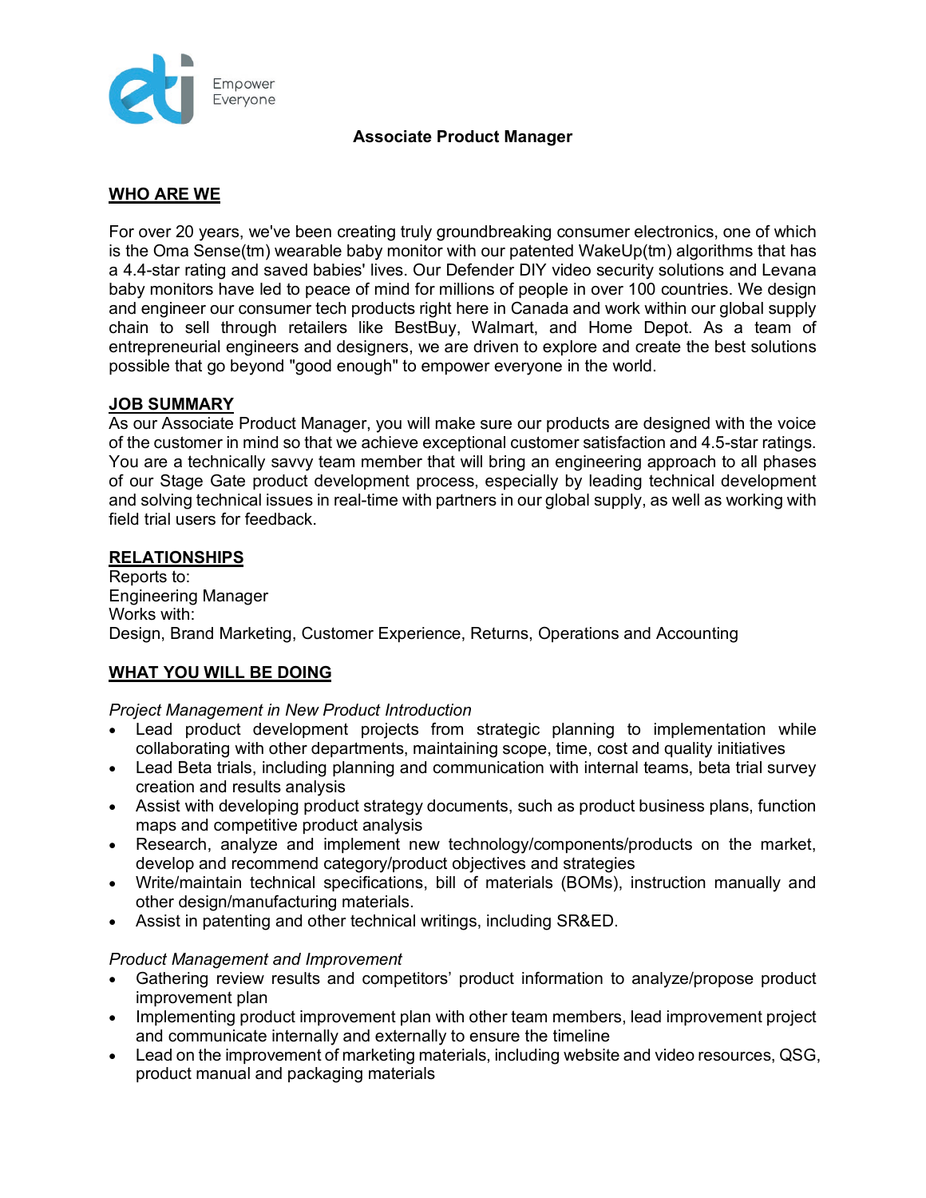Empower Everyone

# Associate Product Manager

## WHO ARE WE

For over 20 years, we've been creating truly groundbreaking consumer electronics, one of which is the Oma Sense(tm) wearable baby monitor with our patented WakeUp(tm) algorithms that has a 4.4-star rating and saved babies' lives. Our Defender DIY video security solutions and Levana baby monitors have led to peace of mind for millions of people in over 100 countries. We design and engineer our consumer tech products right here in Canada and work within our global supply chain to sell through retailers like BestBuy, Walmart, and Home Depot. As a team of entrepreneurial engineers and designers, we are driven to explore and create the best solutions possible that go beyond "good enough" to empower everyone in the world.

## JOB SUMMARY

As our Associate Product Manager, you will make sure our products are designed with the voice of the customer in mind so that we achieve exceptional customer satisfaction and 4.5-star ratings. You are a technically savvy team member that will bring an engineering approach to all phases of our Stage Gate product development process, especially by leading technical development and solving technical issues in real-time with partners in our global supply, as well as working with field trial users for feedback.

## RELATIONSHIPS

Reports to:
Engineering Manager
Works with:
Design, Brand Marketing, Customer Experience, Returns, Operations and Accounting

## WHAT YOU WILL BE DOING

*Project Management in New Product Introduction*

- Lead product development projects from strategic planning to implementation while collaborating with other departments, maintaining scope, time, cost and quality initiatives
- Lead Beta trials, including planning and communication with internal teams, beta trial survey creation and results analysis
- Assist with developing product strategy documents, such as product business plans, function maps and competitive product analysis
- Research, analyze and implement new technology/components/products on the market, develop and recommend category/product objectives and strategies
- Write/maintain technical specifications, bill of materials (BOMs), instruction manually and other design/manufacturing materials.
- Assist in patenting and other technical writings, including SR&ED.

*Product Management and Improvement*

- Gathering review results and competitors' product information to analyze/propose product improvement plan
- Implementing product improvement plan with other team members, lead improvement project and communicate internally and externally to ensure the timeline
- Lead on the improvement of marketing materials, including website and video resources, QSG, product manual and packaging materials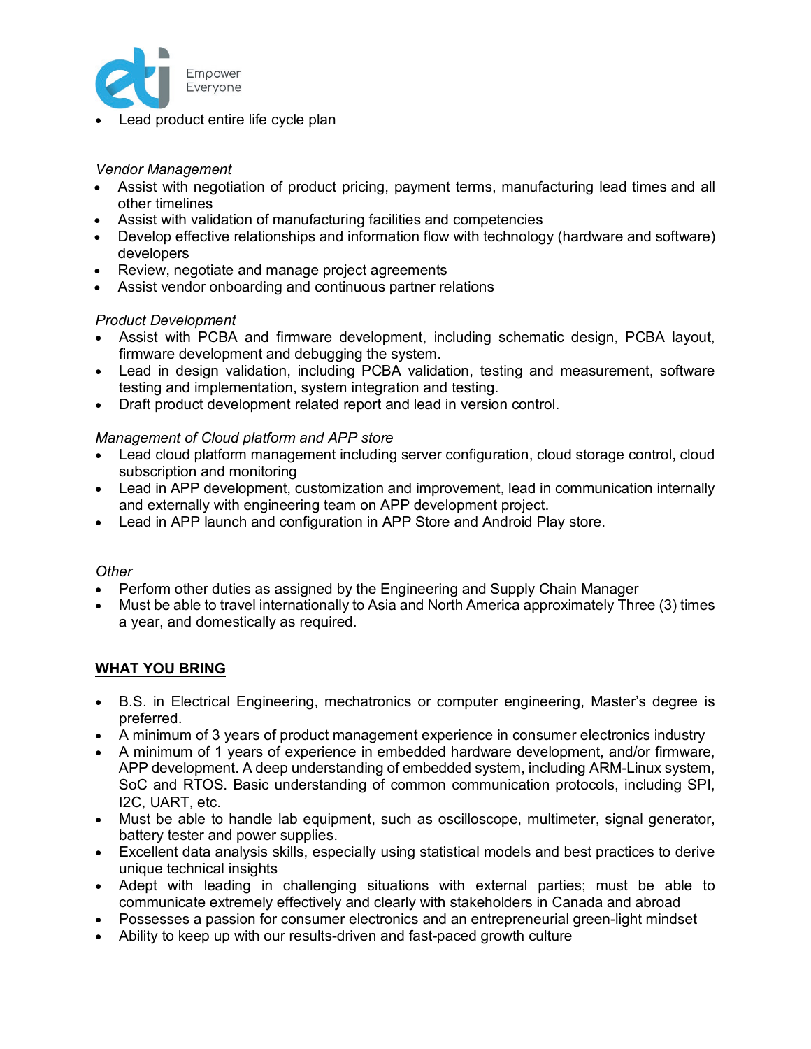- Lead product entire life cycle plan

*Vendor Management*

- Assist with negotiation of product pricing, payment terms, manufacturing lead times and all other timelines
- Assist with validation of manufacturing facilities and competencies
- Develop effective relationships and information flow with technology (hardware and software) developers
- Review, negotiate and manage project agreements
- Assist vendor onboarding and continuous partner relations

*Product Development*

- Assist with PCBA and firmware development, including schematic design, PCBA layout, firmware development and debugging the system.
- Lead in design validation, including PCBA validation, testing and measurement, software testing and implementation, system integration and testing.
- Draft product development related report and lead in version control.

*Management of Cloud platform and APP store*

- Lead cloud platform management including server configuration, cloud storage control, cloud subscription and monitoring
- Lead in APP development, customization and improvement, lead in communication internally and externally with engineering team on APP development project.
- Lead in APP launch and configuration in APP Store and Android Play store.

*Other*

- Perform other duties as assigned by the Engineering and Supply Chain Manager
- Must be able to travel internationally to Asia and North America approximately Three (3) times a year, and domestically as required.

## WHAT YOU BRING

- B.S. in Electrical Engineering, mechatronics or computer engineering, Master's degree is preferred.
- A minimum of 3 years of product management experience in consumer electronics industry
- A minimum of 1 years of experience in embedded hardware development, and/or firmware, APP development. A deep understanding of embedded system, including ARM-Linux system, SoC and RTOS. Basic understanding of common communication protocols, including SPI, I2C, UART, etc.
- Must be able to handle lab equipment, such as oscilloscope, multimeter, signal generator, battery tester and power supplies.
- Excellent data analysis skills, especially using statistical models and best practices to derive unique technical insights
- Adept with leading in challenging situations with external parties; must be able to communicate extremely effectively and clearly with stakeholders in Canada and abroad
- Possesses a passion for consumer electronics and an entrepreneurial green-light mindset
- Ability to keep up with our results-driven and fast-paced growth culture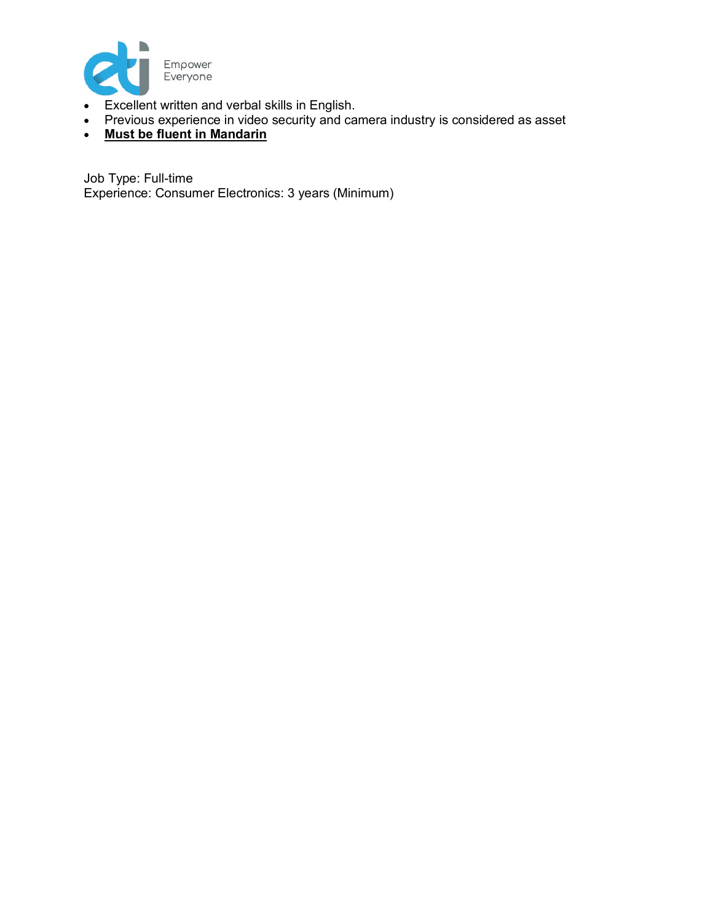- Excellent written and verbal skills in English.
- Previous experience in video security and camera industry is considered as asset
- **Must be fluent in Mandarin**

Job Type: Full-time
Experience: Consumer Electronics: 3 years (Minimum)